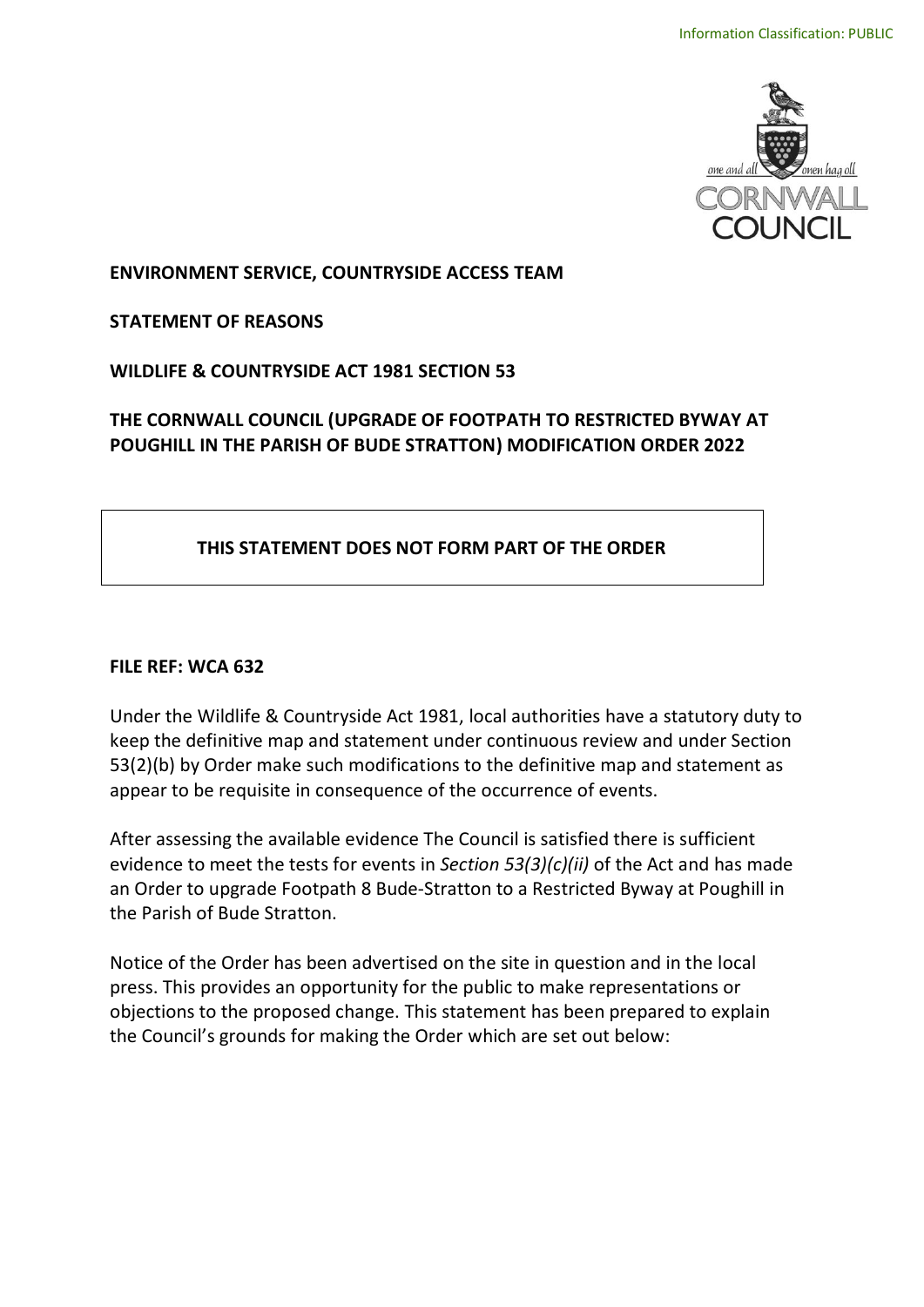Information Classification: PUBLIC

**ENVIRONMENT SERVICE, COUNTRYSIDE ACCESS TEAM**

**STATEMENT OF REASONS**

**WILDLIFE & COUNTRYSIDE ACT 1981 SECTION 53**

**THE CORNWALL COUNCIL (UPGRADE OF FOOTPATH TO RESTRICTED BYWAY AT POUGHILL IN THE PARISH OF BUDE STRATTON) MODIFICATION ORDER 2022**

**THIS STATEMENT DOES NOT FORM PART OF THE ORDER**

**FILE REF: WCA 632**

Under the Wildlife & Countryside Act 1981, local authorities have a statutory duty to keep the definitive map and statement under continuous review and under Section 53(2)(b) by Order make such modifications to the definitive map and statement as appear to be requisite in consequence of the occurrence of events.

After assessing the available evidence The Council is satisfied there is sufficient evidence to meet the tests for events in *Section 53(3)(c)(ii)* of the Act and has made an Order to upgrade Footpath 8 Bude-Stratton to a Restricted Byway at Poughill in the Parish of Bude Stratton.

Notice of the Order has been advertised on the site in question and in the local press. This provides an opportunity for the public to make representations or objections to the proposed change. This statement has been prepared to explain the Council's grounds for making the Order which are set out below: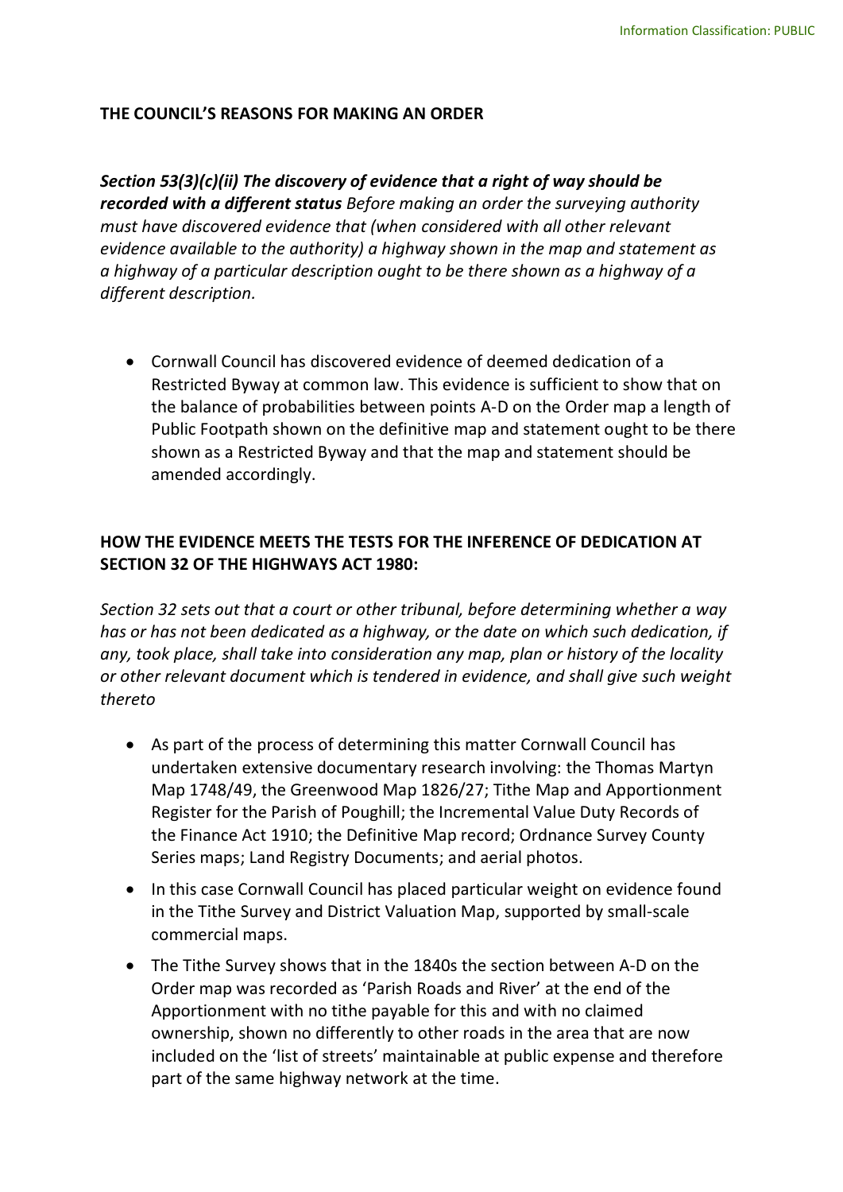**THE COUNCIL'S REASONS FOR MAKING AN ORDER**

***Section 53(3)(c)(ii) The discovery of evidence that a right of way should be recorded with a different status*** *Before making an order the surveying authority must have discovered evidence that (when considered with all other relevant evidence available to the authority) a highway shown in the map and statement as a highway of a particular description ought to be there shown as a highway of a different description.*

- Cornwall Council has discovered evidence of deemed dedication of a Restricted Byway at common law. This evidence is sufficient to show that on the balance of probabilities between points A-D on the Order map a length of Public Footpath shown on the definitive map and statement ought to be there shown as a Restricted Byway and that the map and statement should be amended accordingly.

**HOW THE EVIDENCE MEETS THE TESTS FOR THE INFERENCE OF DEDICATION AT SECTION 32 OF THE HIGHWAYS ACT 1980:**

*Section 32 sets out that a court or other tribunal, before determining whether a way has or has not been dedicated as a highway, or the date on which such dedication, if any, took place, shall take into consideration any map, plan or history of the locality or other relevant document which is tendered in evidence, and shall give such weight thereto*

- As part of the process of determining this matter Cornwall Council has undertaken extensive documentary research involving: the Thomas Martyn Map 1748/49, the Greenwood Map 1826/27; Tithe Map and Apportionment Register for the Parish of Poughill; the Incremental Value Duty Records of the Finance Act 1910; the Definitive Map record; Ordnance Survey County Series maps; Land Registry Documents; and aerial photos.
- In this case Cornwall Council has placed particular weight on evidence found in the Tithe Survey and District Valuation Map, supported by small-scale commercial maps.
- The Tithe Survey shows that in the 1840s the section between A-D on the Order map was recorded as 'Parish Roads and River' at the end of the Apportionment with no tithe payable for this and with no claimed ownership, shown no differently to other roads in the area that are now included on the 'list of streets' maintainable at public expense and therefore part of the same highway network at the time.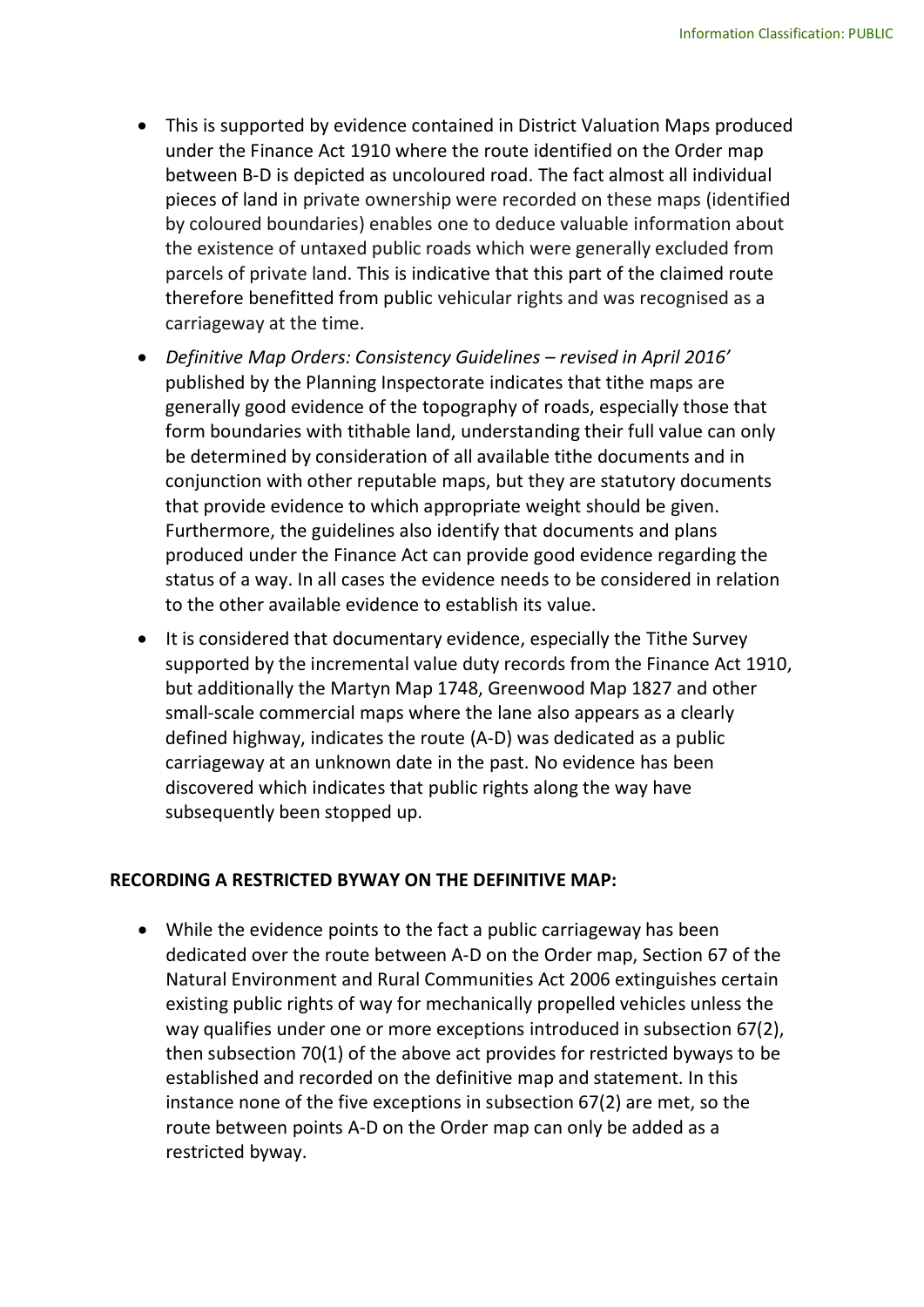- This is supported by evidence contained in District Valuation Maps produced under the Finance Act 1910 where the route identified on the Order map between B-D is depicted as uncoloured road. The fact almost all individual pieces of land in private ownership were recorded on these maps (identified by coloured boundaries) enables one to deduce valuable information about the existence of untaxed public roads which were generally excluded from parcels of private land. This is indicative that this part of the claimed route therefore benefitted from public vehicular rights and was recognised as a carriageway at the time.
- *Definitive Map Orders: Consistency Guidelines – revised in April 2016'* published by the Planning Inspectorate indicates that tithe maps are generally good evidence of the topography of roads, especially those that form boundaries with tithable land, understanding their full value can only be determined by consideration of all available tithe documents and in conjunction with other reputable maps, but they are statutory documents that provide evidence to which appropriate weight should be given. Furthermore, the guidelines also identify that documents and plans produced under the Finance Act can provide good evidence regarding the status of a way. In all cases the evidence needs to be considered in relation to the other available evidence to establish its value.
- It is considered that documentary evidence, especially the Tithe Survey supported by the incremental value duty records from the Finance Act 1910, but additionally the Martyn Map 1748, Greenwood Map 1827 and other small-scale commercial maps where the lane also appears as a clearly defined highway, indicates the route (A-D) was dedicated as a public carriageway at an unknown date in the past. No evidence has been discovered which indicates that public rights along the way have subsequently been stopped up.

**RECORDING A RESTRICTED BYWAY ON THE DEFINITIVE MAP:**

- While the evidence points to the fact a public carriageway has been dedicated over the route between A-D on the Order map, Section 67 of the Natural Environment and Rural Communities Act 2006 extinguishes certain existing public rights of way for mechanically propelled vehicles unless the way qualifies under one or more exceptions introduced in subsection 67(2), then subsection 70(1) of the above act provides for restricted byways to be established and recorded on the definitive map and statement. In this instance none of the five exceptions in subsection 67(2) are met, so the route between points A-D on the Order map can only be added as a restricted byway.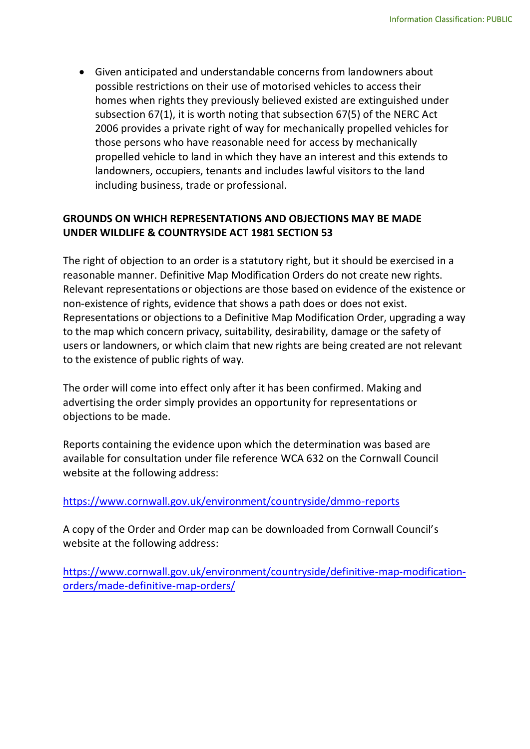- Given anticipated and understandable concerns from landowners about possible restrictions on their use of motorised vehicles to access their homes when rights they previously believed existed are extinguished under subsection 67(1), it is worth noting that subsection 67(5) of the NERC Act 2006 provides a private right of way for mechanically propelled vehicles for those persons who have reasonable need for access by mechanically propelled vehicle to land in which they have an interest and this extends to landowners, occupiers, tenants and includes lawful visitors to the land including business, trade or professional.

**GROUNDS ON WHICH REPRESENTATIONS AND OBJECTIONS MAY BE MADE UNDER WILDLIFE & COUNTRYSIDE ACT 1981 SECTION 53**

The right of objection to an order is a statutory right, but it should be exercised in a reasonable manner. Definitive Map Modification Orders do not create new rights. Relevant representations or objections are those based on evidence of the existence or non-existence of rights, evidence that shows a path does or does not exist. Representations or objections to a Definitive Map Modification Order, upgrading a way to the map which concern privacy, suitability, desirability, damage or the safety of users or landowners, or which claim that new rights are being created are not relevant to the existence of public rights of way.

The order will come into effect only after it has been confirmed. Making and advertising the order simply provides an opportunity for representations or objections to be made.

Reports containing the evidence upon which the determination was based are available for consultation under file reference WCA 632 on the Cornwall Council website at the following address:

https://www.cornwall.gov.uk/environment/countryside/dmmo-reports

A copy of the Order and Order map can be downloaded from Cornwall Council's website at the following address:

https://www.cornwall.gov.uk/environment/countryside/definitive-map-modification-orders/made-definitive-map-orders/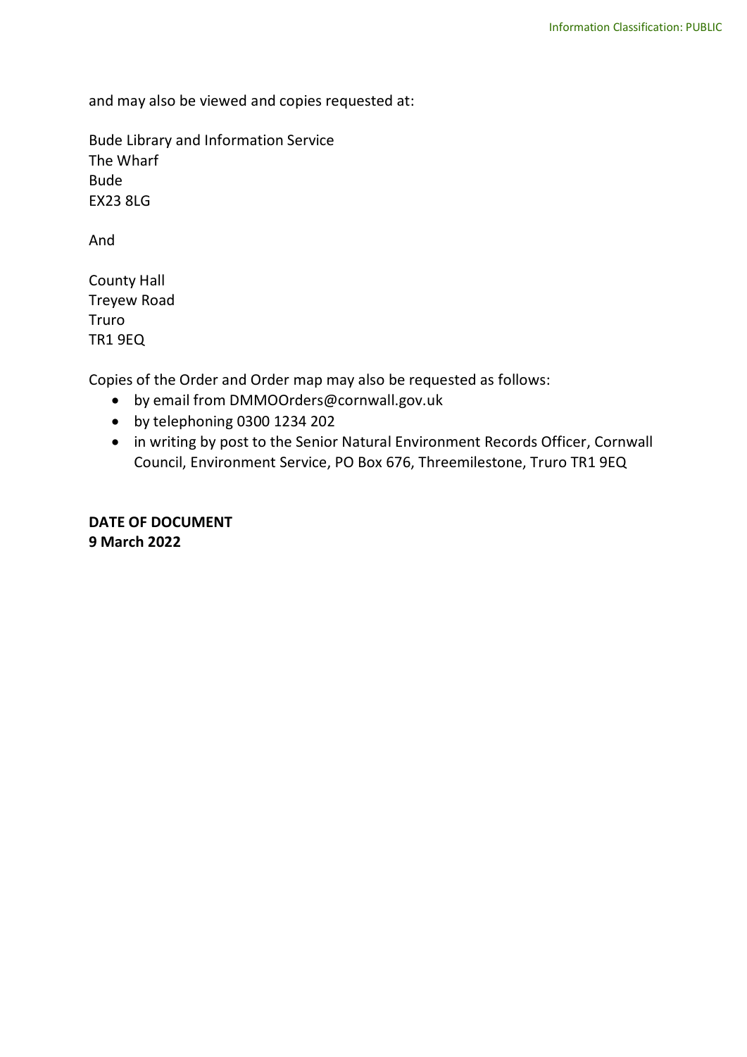and may also be viewed and copies requested at:

Bude Library and Information Service  
The Wharf  
Bude  
EX23 8LG

And

County Hall  
Treyew Road  
Truro  
TR1 9EQ

Copies of the Order and Order map may also be requested as follows:

- by email from DMMOOrders@cornwall.gov.uk
- by telephoning 0300 1234 202
- in writing by post to the Senior Natural Environment Records Officer, Cornwall Council, Environment Service, PO Box 676, Threemilestone, Truro TR1 9EQ

**DATE OF DOCUMENT**  
**9 March 2022**